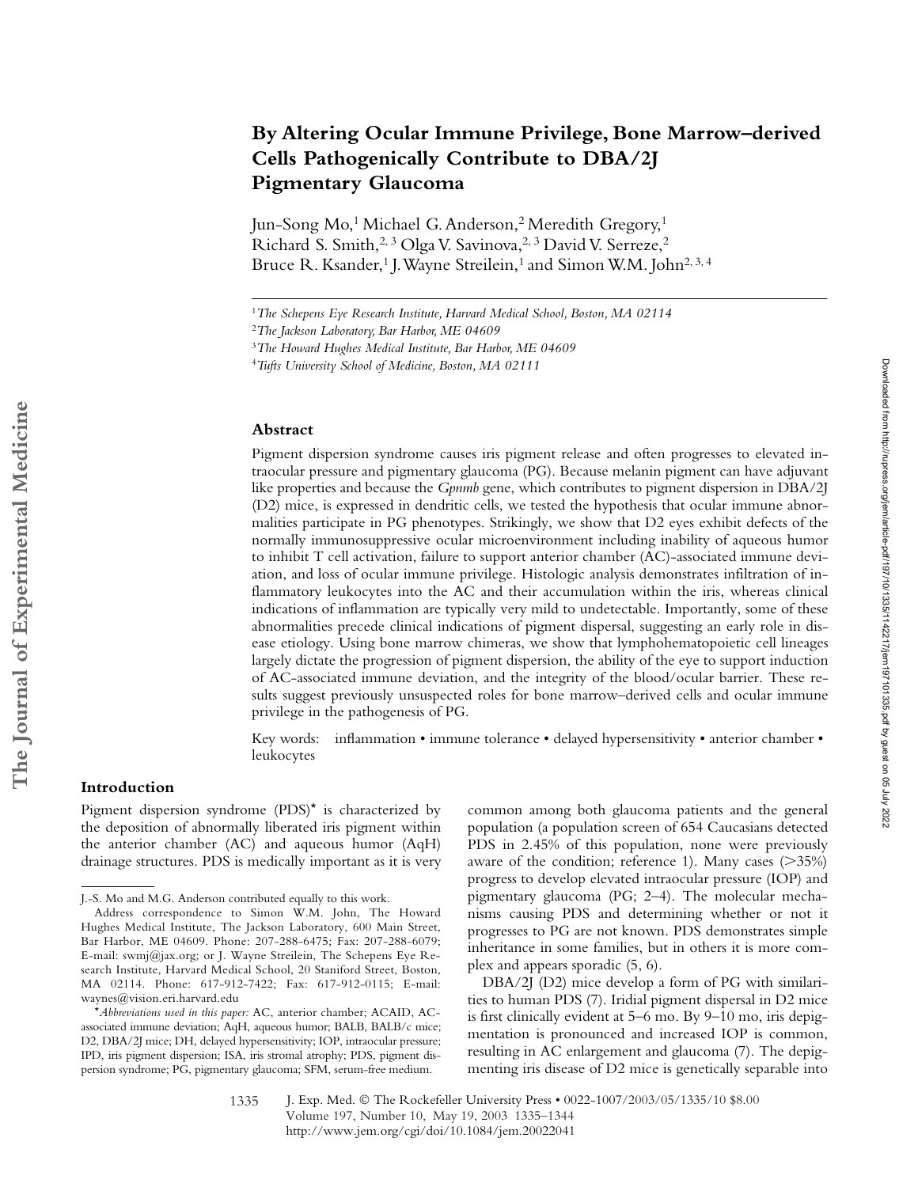# By Altering Ocular Immune Privilege, Bone Marrow–derived Cells Pathogenically Contribute to DBA/2J Pigmentary Glaucoma

Jun-Song Mo,[1] Michael G. Anderson,[2] Meredith Gregory,[1] Richard S. Smith,[2,3] Olga V. Savinova,[2,3] David V. Serreze,[2] Bruce R. Ksander,[1] J. Wayne Streilein,[1] and Simon W.M. John[2,3,4]

[1]*The Schepens Eye Research Institute, Harvard Medical School, Boston, MA 02114*
[2]*The Jackson Laboratory, Bar Harbor, ME 04609*
[3]*The Howard Hughes Medical Institute, Bar Harbor, ME 04609*
[4]*Tufts University School of Medicine, Boston, MA 02111*

## Abstract

Pigment dispersion syndrome causes iris pigment release and often progresses to elevated intraocular pressure and pigmentary glaucoma (PG). Because melanin pigment can have adjuvant like properties and because the *Gpnmb* gene, which contributes to pigment dispersion in DBA/2J (D2) mice, is expressed in dendritic cells, we tested the hypothesis that ocular immune abnormalities participate in PG phenotypes. Strikingly, we show that D2 eyes exhibit defects of the normally immunosuppressive ocular microenvironment including inability of aqueous humor to inhibit T cell activation, failure to support anterior chamber (AC)-associated immune deviation, and loss of ocular immune privilege. Histologic analysis demonstrates infiltration of inflammatory leukocytes into the AC and their accumulation within the iris, whereas clinical indications of inflammation are typically very mild to undetectable. Importantly, some of these abnormalities precede clinical indications of pigment dispersal, suggesting an early role in disease etiology. Using bone marrow chimeras, we show that lymphohematopoietic cell lineages largely dictate the progression of pigment dispersion, the ability of the eye to support induction of AC-associated immune deviation, and the integrity of the blood/ocular barrier. These results suggest previously unsuspected roles for bone marrow–derived cells and ocular immune privilege in the pathogenesis of PG.

Key words: inflammation • immune tolerance • delayed hypersensitivity • anterior chamber • leukocytes

## Introduction

Pigment dispersion syndrome (PDS)* is characterized by the deposition of abnormally liberated iris pigment within the anterior chamber (AC) and aqueous humor (AqH) drainage structures. PDS is medically important as it is very common among both glaucoma patients and the general population (a population screen of 654 Caucasians detected PDS in 2.45% of this population, none were previously aware of the condition; reference 1). Many cases (>35%) progress to develop elevated intraocular pressure (IOP) and pigmentary glaucoma (PG; 2–4). The molecular mechanisms causing PDS and determining whether or not it progresses to PG are not known. PDS demonstrates simple inheritance in some families, but in others it is more complex and appears sporadic (5, 6).

DBA/2J (D2) mice develop a form of PG with similarities to human PDS (7). Iridial pigment dispersal in D2 mice is first clinically evident at 5–6 mo. By 9–10 mo, iris depigmentation is pronounced and increased IOP is common, resulting in AC enlargement and glaucoma (7). The depigmenting iris disease of D2 mice is genetically separable into

---

J.-S. Mo and M.G. Anderson contributed equally to this work.

Address correspondence to Simon W.M. John, The Howard Hughes Medical Institute, The Jackson Laboratory, 600 Main Street, Bar Harbor, ME 04609. Phone: 207-288-6475; Fax: 207-288-6079; E-mail: swmj@jax.org; or J. Wayne Streilein, The Schepens Eye Research Institute, Harvard Medical School, 20 Staniford Street, Boston, MA 02114. Phone: 617-912-7422; Fax: 617-912-0115; E-mail: waynes@vision.eri.harvard.edu

**Abbreviations used in this paper:* AC, anterior chamber; ACAID, AC-associated immune deviation; AqH, aqueous humor; BALB, BALB/c mice; D2, DBA/2J mice; DH, delayed hypersensitivity; IOP, intraocular pressure; IPD, iris pigment dispersion; ISA, iris stromal atrophy; PDS, pigment dispersion syndrome; PG, pigmentary glaucoma; SFM, serum-free medium.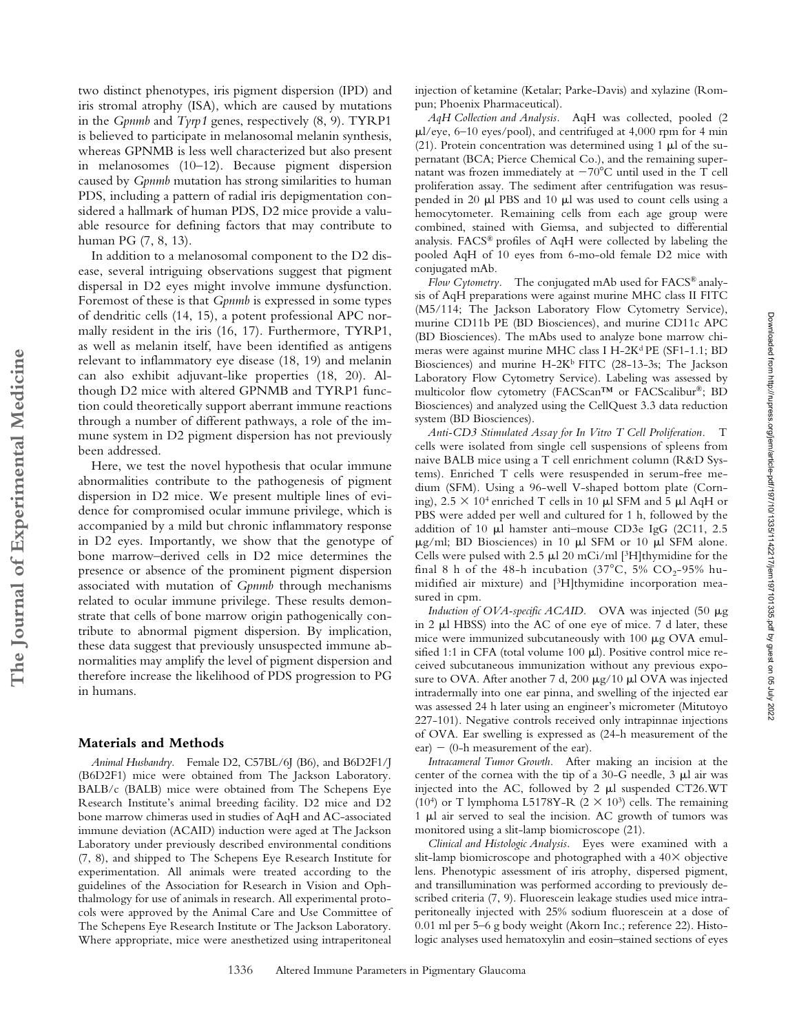two distinct phenotypes, iris pigment dispersion (IPD) and iris stromal atrophy (ISA), which are caused by mutations in the *Gpnmb* and *Tyrp1* genes, respectively (8, 9). TYRP1 is believed to participate in melanosomal melanin synthesis, whereas GPNMB is less well characterized but also present in melanosomes (10–12). Because pigment dispersion caused by *Gpnmb* mutation has strong similarities to human PDS, including a pattern of radial iris depigmentation considered a hallmark of human PDS, D2 mice provide a valuable resource for defining factors that may contribute to human PG (7, 8, 13).

In addition to a melanosomal component to the D2 disease, several intriguing observations suggest that pigment dispersal in D2 eyes might involve immune dysfunction. Foremost of these is that *Gpnmb* is expressed in some types of dendritic cells (14, 15), a potent professional APC normally resident in the iris (16, 17). Furthermore, TYRP1, as well as melanin itself, have been identified as antigens relevant to inflammatory eye disease (18, 19) and melanin can also exhibit adjuvant-like properties (18, 20). Although D2 mice with altered GPNMB and TYRP1 function could theoretically support aberrant immune reactions through a number of different pathways, a role of the immune system in D2 pigment dispersion has not previously been addressed.

Here, we test the novel hypothesis that ocular immune abnormalities contribute to the pathogenesis of pigment dispersion in D2 mice. We present multiple lines of evidence for compromised ocular immune privilege, which is accompanied by a mild but chronic inflammatory response in D2 eyes. Importantly, we show that the genotype of bone marrow–derived cells in D2 mice determines the presence or absence of the prominent pigment dispersion associated with mutation of *Gpnmb* through mechanisms related to ocular immune privilege. These results demonstrate that cells of bone marrow origin pathogenically contribute to abnormal pigment dispersion. By implication, these data suggest that previously unsuspected immune abnormalities may amplify the level of pigment dispersion and therefore increase the likelihood of PDS progression to PG in humans.

## Materials and Methods

*Animal Husbandry.* Female D2, C57BL/6J (B6), and B6D2F1/J (B6D2F1) mice were obtained from The Jackson Laboratory. BALB/c (BALB) mice were obtained from The Schepens Eye Research Institute's animal breeding facility. D2 mice and D2 bone marrow chimeras used in studies of AqH and AC-associated immune deviation (ACAID) induction were aged at The Jackson Laboratory under previously described environmental conditions (7, 8), and shipped to The Schepens Eye Research Institute for experimentation. All animals were treated according to the guidelines of the Association for Research in Vision and Ophthalmology for use of animals in research. All experimental protocols were approved by the Animal Care and Use Committee of The Schepens Eye Research Institute or The Jackson Laboratory. Where appropriate, mice were anesthetized using intraperitoneal injection of ketamine (Ketalar; Parke-Davis) and xylazine (Rompun; Phoenix Pharmaceutical).

*AqH Collection and Analysis.* AqH was collected, pooled (2 μl/eye, 6–10 eyes/pool), and centrifuged at 4,000 rpm for 4 min (21). Protein concentration was determined using 1 μl of the supernatant (BCA; Pierce Chemical Co.), and the remaining supernatant was frozen immediately at −70°C until used in the T cell proliferation assay. The sediment after centrifugation was resuspended in 20 μl PBS and 10 μl was used to count cells using a hemocytometer. Remaining cells from each age group were combined, stained with Giemsa, and subjected to differential analysis. FACS® profiles of AqH were collected by labeling the pooled AqH of 10 eyes from 6-mo-old female D2 mice with conjugated mAb.

*Flow Cytometry.* The conjugated mAb used for FACS® analysis of AqH preparations were against murine MHC class II FITC (M5/114; The Jackson Laboratory Flow Cytometry Service), murine CD11b PE (BD Biosciences), and murine CD11c APC (BD Biosciences). The mAbs used to analyze bone marrow chimeras were against murine MHC class I H-2K$^d$ PE (SF1-1.1; BD Biosciences) and murine H-2K$^b$ FITC (28-13-3s; The Jackson Laboratory Flow Cytometry Service). Labeling was assessed by multicolor flow cytometry (FACScan™ or FACScalibur®; BD Biosciences) and analyzed using the CellQuest 3.3 data reduction system (BD Biosciences).

*Anti-CD3 Stimulated Assay for In Vitro T Cell Proliferation.* T cells were isolated from single cell suspensions of spleens from naive BALB mice using a T cell enrichment column (R&D Systems). Enriched T cells were resuspended in serum-free medium (SFM). Using a 96-well V-shaped bottom plate (Corning), $2.5 \times 10^4$ enriched T cells in 10 μl SFM and 5 μl AqH or PBS were added per well and cultured for 1 h, followed by the addition of 10 μl hamster anti–mouse CD3e IgG (2C11, 2.5 μg/ml; BD Biosciences) in 10 μl SFM or 10 μl SFM alone. Cells were pulsed with 2.5 μl 20 mCi/ml [$^3$H]thymidine for the final 8 h of the 48-h incubation (37°C, 5% $CO_2$-95% humidified air mixture) and [$^3$H]thymidine incorporation measured in cpm.

*Induction of OVA-specific ACAID.* OVA was injected (50 μg in 2 μl HBSS) into the AC of one eye of mice. 7 d later, these mice were immunized subcutaneously with 100 μg OVA emulsified 1:1 in CFA (total volume 100 μl). Positive control mice received subcutaneous immunization without any previous exposure to OVA. After another 7 d, 200 μg/10 μl OVA was injected intradermally into one ear pinna, and swelling of the injected ear was assessed 24 h later using an engineer's micrometer (Mitutoyo 227-101). Negative controls received only intrapinnae injections of OVA. Ear swelling is expressed as (24-h measurement of the ear) − (0-h measurement of the ear).

*Intracameral Tumor Growth.* After making an incision at the center of the cornea with the tip of a 30-G needle, 3 μl air was injected into the AC, followed by 2 μl suspended CT26.WT ($10^4$) or T lymphoma L5178Y-R ($2 \times 10^3$) cells. The remaining 1 μl air served to seal the incision. AC growth of tumors was monitored using a slit-lamp biomicroscope (21).

*Clinical and Histologic Analysis.* Eyes were examined with a slit-lamp biomicroscope and photographed with a 40× objective lens. Phenotypic assessment of iris atrophy, dispersed pigment, and transillumination was performed according to previously described criteria (7, 9). Fluorescein leakage studies used mice intraperitoneally injected with 25% sodium fluorescein at a dose of 0.01 ml per 5–6 g body weight (Akorn Inc.; reference 22). Histologic analyses used hematoxylin and eosin–stained sections of eyes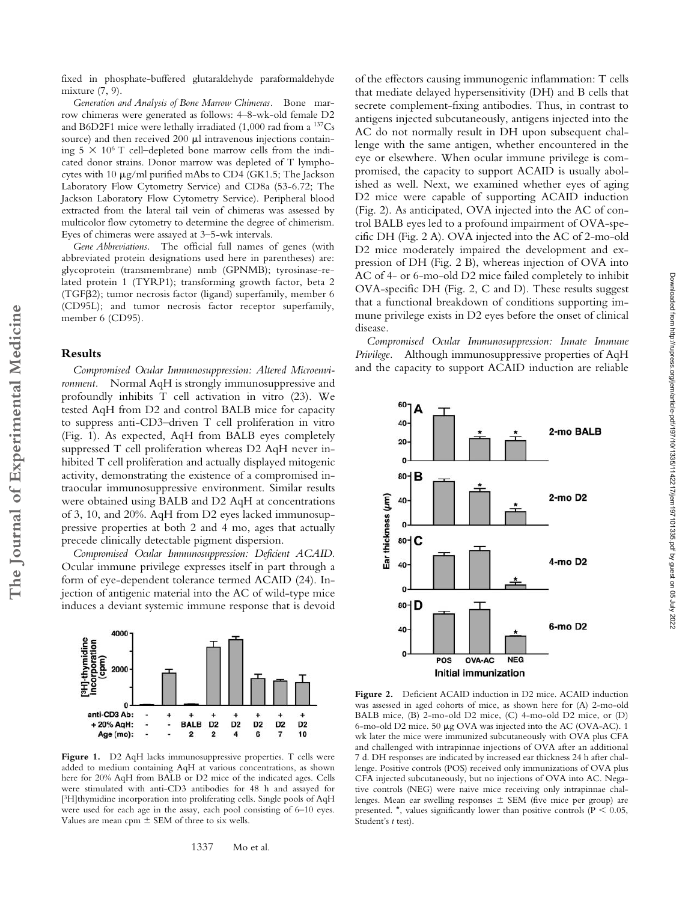fixed in phosphate-buffered glutaraldehyde paraformaldehyde mixture (7, 9).

*Generation and Analysis of Bone Marrow Chimeras.* Bone marrow chimeras were generated as follows: 4–8-wk-old female D2 and B6D2F1 mice were lethally irradiated (1,000 rad from a $^{137}$Cs source) and then received 200 μl intravenous injections containing $5 \times 10^6$ T cell–depleted bone marrow cells from the indicated donor strains. Donor marrow was depleted of T lymphocytes with 10 μg/ml purified mAbs to CD4 (GK1.5; The Jackson Laboratory Flow Cytometry Service) and CD8a (53-6.72; The Jackson Laboratory Flow Cytometry Service). Peripheral blood extracted from the lateral tail vein of chimeras was assessed by multicolor flow cytometry to determine the degree of chimerism. Eyes of chimeras were assayed at 3–5-wk intervals.

*Gene Abbreviations.* The official full names of genes (with abbreviated protein designations used here in parentheses) are: glycoprotein (transmembrane) nmb (GPNMB); tyrosinase-related protein 1 (TYRP1); transforming growth factor, beta 2 (TGFβ2); tumor necrosis factor (ligand) superfamily, member 6 (CD95L); and tumor necrosis factor receptor superfamily, member 6 (CD95).

## Results

*Compromised Ocular Immunosuppression: Altered Microenvironment.* Normal AqH is strongly immunosuppressive and profoundly inhibits T cell activation in vitro (23). We tested AqH from D2 and control BALB mice for capacity to suppress anti-CD3–driven T cell proliferation in vitro (Fig. 1). As expected, AqH from BALB eyes completely suppressed T cell proliferation whereas D2 AqH never inhibited T cell proliferation and actually displayed mitogenic activity, demonstrating the existence of a compromised intraocular immunosuppressive environment. Similar results were obtained using BALB and D2 AqH at concentrations of 3, 10, and 20%. AqH from D2 eyes lacked immunosuppressive properties at both 2 and 4 mo, ages that actually precede clinically detectable pigment dispersion.

*Compromised Ocular Immunosuppression: Deficient ACAID.* Ocular immune privilege expresses itself in part through a form of eye-dependent tolerance termed ACAID (24). Injection of antigenic material into the AC of wild-type mice induces a deviant systemic immune response that is devoid of the effectors causing immunogenic inflammation: T cells that mediate delayed hypersensitivity (DH) and B cells that secrete complement-fixing antibodies. Thus, in contrast to antigens injected subcutaneously, antigens injected into the AC do not normally result in DH upon subsequent challenge with the same antigen, whether encountered in the eye or elsewhere. When ocular immune privilege is compromised, the capacity to support ACAID is usually abolished as well. Next, we examined whether eyes of aging D2 mice were capable of supporting ACAID induction (Fig. 2). As anticipated, OVA injected into the AC of control BALB eyes led to a profound impairment of OVA-specific DH (Fig. 2 A). OVA injected into the AC of 2-mo-old D2 mice moderately impaired the development and expression of DH (Fig. 2 B), whereas injection of OVA into AC of 4- or 6-mo-old D2 mice failed completely to inhibit OVA-specific DH (Fig. 2, C and D). These results suggest that a functional breakdown of conditions supporting immune privilege exists in D2 eyes before the onset of clinical disease.

*Compromised Ocular Immunosuppression: Innate Immune Privilege.* Although immunosuppressive properties of AqH and the capacity to support ACAID induction are reliable

**Figure 1.** D2 AqH lacks immunosuppressive properties. T cells were added to medium containing AqH at various concentrations, as shown here for 20% AqH from BALB or D2 mice of the indicated ages. Cells were stimulated with anti-CD3 antibodies for 48 h and assayed for [$^3$H]thymidine incorporation into proliferating cells. Single pools of AqH were used for each age in the assay, each pool consisting of 6–10 eyes. Values are mean cpm ± SEM of three to six wells.

**Figure 2.** Deficient ACAID induction in D2 mice. ACAID induction was assessed in aged cohorts of mice, as shown here for (A) 2-mo-old BALB mice, (B) 2-mo-old D2 mice, (C) 4-mo-old D2 mice, or (D) 6-mo-old D2 mice. 50 μg OVA was injected into the AC (OVA-AC). 1 wk later the mice were immunized subcutaneously with OVA plus CFA and challenged with intrapinnae injections of OVA after an additional 7 d. DH responses are indicated by increased ear thickness 24 h after challenge. Positive controls (POS) received only immunizations of OVA plus CFA injected subcutaneously, but no injections of OVA into AC. Negative controls (NEG) were naive mice receiving only intrapinnae challenges. Mean ear swelling responses ± SEM (five mice per group) are presented. *, values significantly lower than positive controls ($P < 0.05$, Student's *t* test).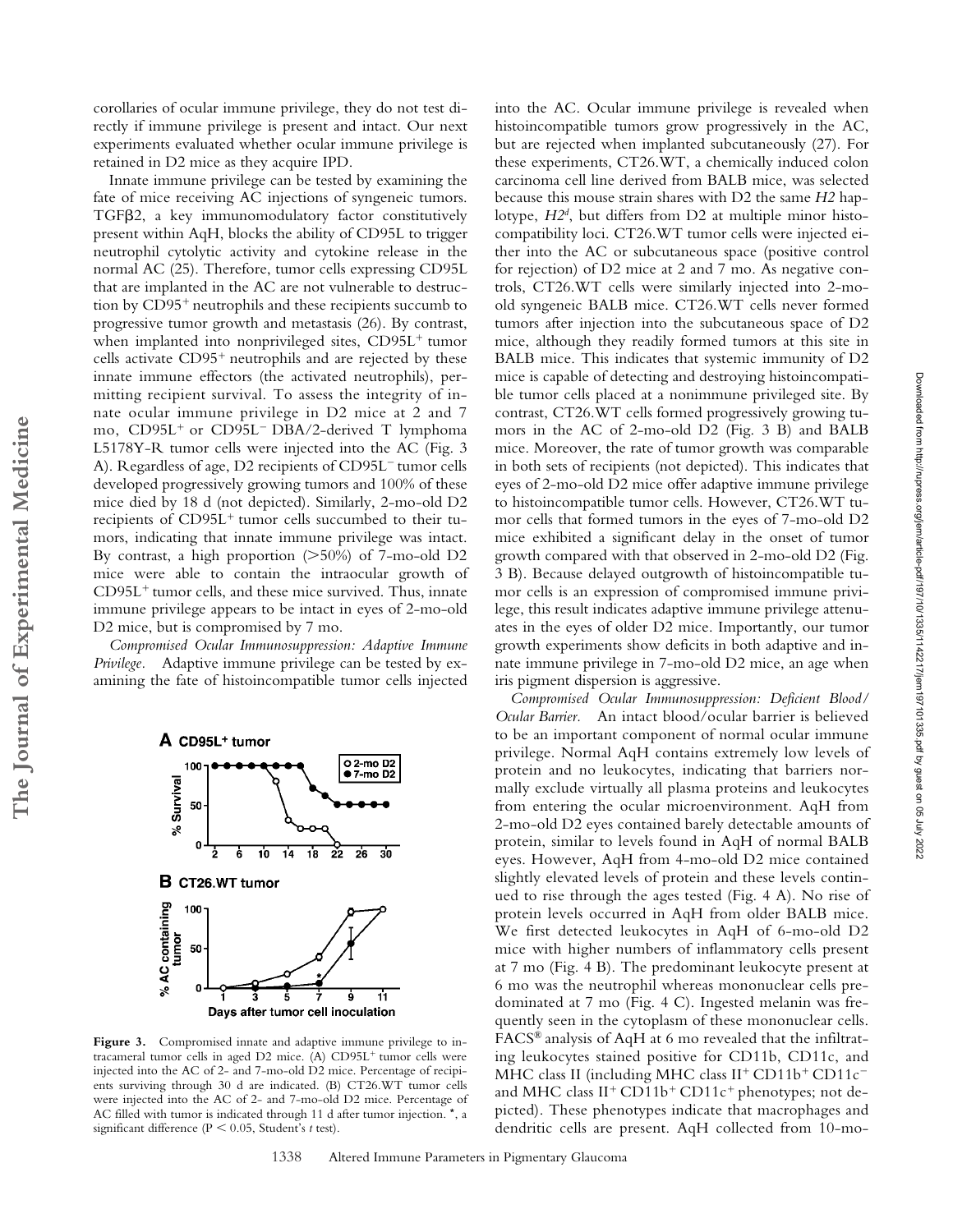corollaries of ocular immune privilege, they do not test directly if immune privilege is present and intact. Our next experiments evaluated whether ocular immune privilege is retained in D2 mice as they acquire IPD.

Innate immune privilege can be tested by examining the fate of mice receiving AC injections of syngeneic tumors. TGFβ2, a key immunomodulatory factor constitutively present within AqH, blocks the ability of CD95L to trigger neutrophil cytolytic activity and cytokine release in the normal AC (25). Therefore, tumor cells expressing CD95L that are implanted in the AC are not vulnerable to destruction by $CD95^+$ neutrophils and these recipients succumb to progressive tumor growth and metastasis (26). By contrast, when implanted into nonprivileged sites, $CD95L^+$ tumor cells activate $CD95^+$ neutrophils and are rejected by these innate immune effectors (the activated neutrophils), permitting recipient survival. To assess the integrity of innate ocular immune privilege in D2 mice at 2 and 7 mo, $CD95L^+$ or $CD95L^-$ DBA/2-derived T lymphoma L5178Y-R tumor cells were injected into the AC (Fig. 3 A). Regardless of age, D2 recipients of $CD95L^-$ tumor cells developed progressively growing tumors and 100% of these mice died by 18 d (not depicted). Similarly, 2-mo-old D2 recipients of $CD95L^+$ tumor cells succumbed to their tumors, indicating that innate immune privilege was intact. By contrast, a high proportion (>50%) of 7-mo-old D2 mice were able to contain the intraocular growth of $CD95L^+$ tumor cells, and these mice survived. Thus, innate immune privilege appears to be intact in eyes of 2-mo-old D2 mice, but is compromised by 7 mo.

*Compromised Ocular Immunosuppression: Adaptive Immune Privilege.* Adaptive immune privilege can be tested by examining the fate of histoincompatible tumor cells injected into the AC. Ocular immune privilege is revealed when histoincompatible tumors grow progressively in the AC, but are rejected when implanted subcutaneously (27). For these experiments, CT26.WT, a chemically induced colon carcinoma cell line derived from BALB mice, was selected because this mouse strain shares with D2 the same *H2* haplotype, $H2^d$, but differs from D2 at multiple minor histocompatibility loci. CT26.WT tumor cells were injected either into the AC or subcutaneous space (positive control for rejection) of D2 mice at 2 and 7 mo. As negative controls, CT26.WT cells were similarly injected into 2-mo-old syngeneic BALB mice. CT26.WT cells never formed tumors after injection into the subcutaneous space of D2 mice, although they readily formed tumors at this site in BALB mice. This indicates that systemic immunity of D2 mice is capable of detecting and destroying histoincompatible tumor cells placed at a nonimmune privileged site. By contrast, CT26.WT cells formed progressively growing tumors in the AC of 2-mo-old D2 (Fig. 3 B) and BALB mice. Moreover, the rate of tumor growth was comparable in both sets of recipients (not depicted). This indicates that eyes of 2-mo-old D2 mice offer adaptive immune privilege to histoincompatible tumor cells. However, CT26.WT tumor cells that formed tumors in the eyes of 7-mo-old D2 mice exhibited a significant delay in the onset of tumor growth compared with that observed in 2-mo-old D2 (Fig. 3 B). Because delayed outgrowth of histoincompatible tumor cells is an expression of compromised immune privilege, this result indicates adaptive immune privilege attenuates in the eyes of older D2 mice. Importantly, our tumor growth experiments show deficits in both adaptive and innate immune privilege in 7-mo-old D2 mice, an age when iris pigment dispersion is aggressive.

*Compromised Ocular Immunosuppression: Deficient Blood/Ocular Barrier.* An intact blood/ocular barrier is believed to be an important component of normal ocular immune privilege. Normal AqH contains extremely low levels of protein and no leukocytes, indicating that barriers normally exclude virtually all plasma proteins and leukocytes from entering the ocular microenvironment. AqH from 2-mo-old D2 eyes contained barely detectable amounts of protein, similar to levels found in AqH of normal BALB eyes. However, AqH from 4-mo-old D2 mice contained slightly elevated levels of protein and these levels continued to rise through the ages tested (Fig. 4 A). No rise of protein levels occurred in AqH from older BALB mice. We first detected leukocytes in AqH of 6-mo-old D2 mice with higher numbers of inflammatory cells present at 7 mo (Fig. 4 B). The predominant leukocyte present at 6 mo was the neutrophil whereas mononuclear cells predominated at 7 mo (Fig. 4 C). Ingested melanin was frequently seen in the cytoplasm of these mononuclear cells. FACS® analysis of AqH at 6 mo revealed that the infiltrating leukocytes stained positive for CD11b, CD11c, and MHC class II (including MHC class $II^+$ $CD11b^+$ $CD11c^-$ and MHC class $II^+$ $CD11b^+$ $CD11c^+$ phenotypes; not depicted). These phenotypes indicate that macrophages and dendritic cells are present. AqH collected from 10-mo-

**Figure 3.** Compromised innate and adaptive immune privilege to intracameral tumor cells in aged D2 mice. (A) $CD95L^+$ tumor cells were injected into the AC of 2- and 7-mo-old D2 mice. Percentage of recipients surviving through 30 d are indicated. (B) CT26.WT tumor cells were injected into the AC of 2- and 7-mo-old D2 mice. Percentage of AC filled with tumor is indicated through 11 d after tumor injection. *, a significant difference ($P < 0.05$, Student's *t* test).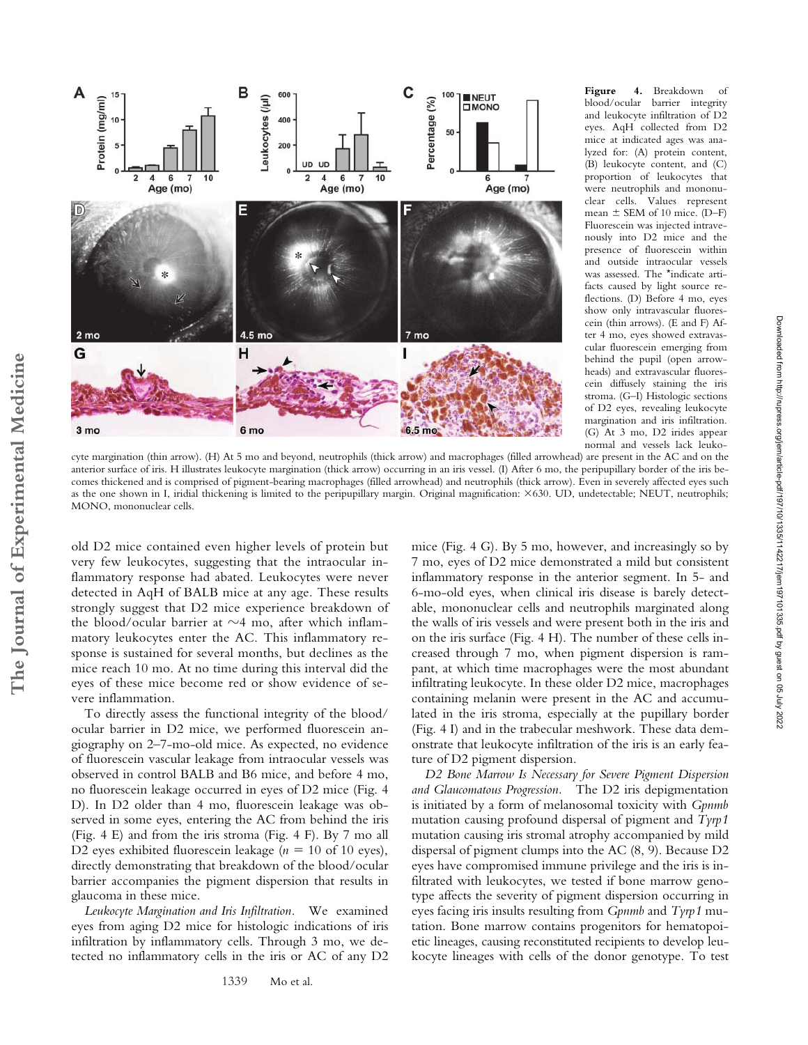**Figure 4.** Breakdown of blood/ocular barrier integrity and leukocyte infiltration of D2 eyes. AqH collected from D2 mice at indicated ages was analyzed for: (A) protein content, (B) leukocyte content, and (C) proportion of leukocytes that were neutrophils and mononuclear cells. Values represent mean ± SEM of 10 mice. (D–F) Fluorescein was injected intravenously into D2 mice and the presence of fluorescein within and outside intraocular vessels was assessed. The *indicate artifacts caused by light source reflections. (D) Before 4 mo, eyes show only intravascular fluorescein (thin arrows). (E and F) After 4 mo, eyes showed extravascular fluorescein emerging from behind the pupil (open arrowheads) and extravascular fluorescein diffusely staining the iris stroma. (G–I) Histologic sections of D2 eyes, revealing leukocyte margination and iris infiltration. (G) At 3 mo, D2 irides appear normal and vessels lack leukocyte margination (thin arrow). (H) At 5 mo and beyond, neutrophils (thick arrow) and macrophages (filled arrowhead) are present in the AC and on the anterior surface of iris. H illustrates leukocyte margination (thick arrow) occurring in an iris vessel. (I) After 6 mo, the peripupillary border of the iris becomes thickened and is comprised of pigment-bearing macrophages (filled arrowhead) and neutrophils (thick arrow). Even in severely affected eyes such as the one shown in I, iridial thickening is limited to the peripupillary margin. Original magnification: ×630. UD, undetectable; NEUT, neutrophils; MONO, mononuclear cells.

old D2 mice contained even higher levels of protein but very few leukocytes, suggesting that the intraocular inflammatory response had abated. Leukocytes were never detected in AqH of BALB mice at any age. These results strongly suggest that D2 mice experience breakdown of the blood/ocular barrier at ~4 mo, after which inflammatory leukocytes enter the AC. This inflammatory response is sustained for several months, but declines as the mice reach 10 mo. At no time during this interval did the eyes of these mice become red or show evidence of severe inflammation.

To directly assess the functional integrity of the blood/ocular barrier in D2 mice, we performed fluorescein angiography on 2–7-mo-old mice. As expected, no evidence of fluorescein vascular leakage from intraocular vessels was observed in control BALB and B6 mice, and before 4 mo, no fluorescein leakage occurred in eyes of D2 mice (Fig. 4 D). In D2 older than 4 mo, fluorescein leakage was observed in some eyes, entering the AC from behind the iris (Fig. 4 E) and from the iris stroma (Fig. 4 F). By 7 mo all D2 eyes exhibited fluorescein leakage ($n = 10$ of 10 eyes), directly demonstrating that breakdown of the blood/ocular barrier accompanies the pigment dispersion that results in glaucoma in these mice.

*Leukocyte Margination and Iris Infiltration.* We examined eyes from aging D2 mice for histologic indications of iris infiltration by inflammatory cells. Through 3 mo, we detected no inflammatory cells in the iris or AC of any D2 mice (Fig. 4 G). By 5 mo, however, and increasingly so by 7 mo, eyes of D2 mice demonstrated a mild but consistent inflammatory response in the anterior segment. In 5- and 6-mo-old eyes, when clinical iris disease is barely detectable, mononuclear cells and neutrophils marginated along the walls of iris vessels and were present both in the iris and on the iris surface (Fig. 4 H). The number of these cells increased through 7 mo, when pigment dispersion is rampant, at which time macrophages were the most abundant infiltrating leukocyte. In these older D2 mice, macrophages containing melanin were present in the AC and accumulated in the iris stroma, especially at the pupillary border (Fig. 4 I) and in the trabecular meshwork. These data demonstrate that leukocyte infiltration of the iris is an early feature of D2 pigment dispersion.

*D2 Bone Marrow Is Necessary for Severe Pigment Dispersion and Glaucomatous Progression.* The D2 iris depigmentation is initiated by a form of melanosomal toxicity with *Gpnmb* mutation causing profound dispersal of pigment and *Tyrp1* mutation causing iris stromal atrophy accompanied by mild dispersal of pigment clumps into the AC (8, 9). Because D2 eyes have compromised immune privilege and the iris is infiltrated with leukocytes, we tested if bone marrow genotype affects the severity of pigment dispersion occurring in eyes facing iris insults resulting from *Gpnmb* and *Tyrp1* mutation. Bone marrow contains progenitors for hematopoietic lineages, causing reconstituted recipients to develop leukocyte lineages with cells of the donor genotype. To test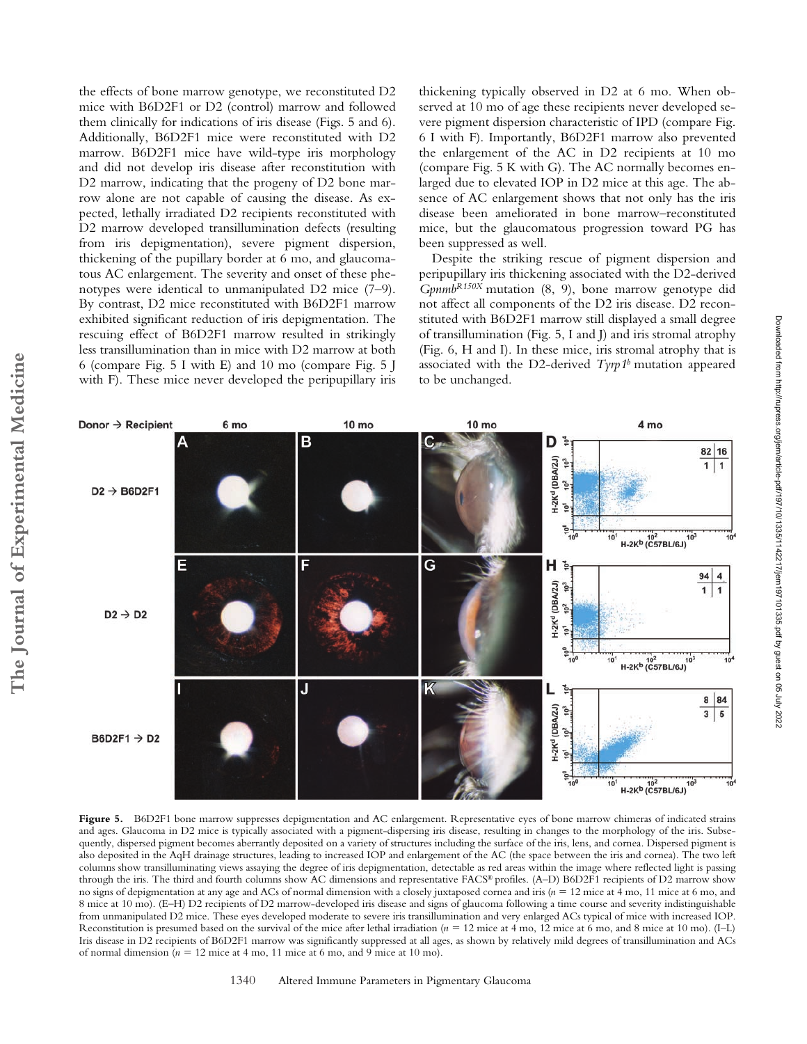the effects of bone marrow genotype, we reconstituted D2 mice with B6D2F1 or D2 (control) marrow and followed them clinically for indications of iris disease (Figs. 5 and 6). Additionally, B6D2F1 mice were reconstituted with D2 marrow. B6D2F1 mice have wild-type iris morphology and did not develop iris disease after reconstitution with D2 marrow, indicating that the progeny of D2 bone marrow alone are not capable of causing the disease. As expected, lethally irradiated D2 recipients reconstituted with D2 marrow developed transillumination defects (resulting from iris depigmentation), severe pigment dispersion, thickening of the pupillary border at 6 mo, and glaucomatous AC enlargement. The severity and onset of these phenotypes were identical to unmanipulated D2 mice (7–9). By contrast, D2 mice reconstituted with B6D2F1 marrow exhibited significant reduction of iris depigmentation. The rescuing effect of B6D2F1 marrow resulted in strikingly less transillumination than in mice with D2 marrow at both 6 (compare Fig. 5 I with E) and 10 mo (compare Fig. 5 J with F). These mice never developed the peripupillary iris thickening typically observed in D2 at 6 mo. When observed at 10 mo of age these recipients never developed severe pigment dispersion characteristic of IPD (compare Fig. 6 I with F). Importantly, B6D2F1 marrow also prevented the enlargement of the AC in D2 recipients at 10 mo (compare Fig. 5 K with G). The AC normally becomes enlarged due to elevated IOP in D2 mice at this age. The absence of AC enlargement shows that not only has the iris disease been ameliorated in bone marrow–reconstituted mice, but the glaucomatous progression toward PG has been suppressed as well.

Despite the striking rescue of pigment dispersion and peripupillary iris thickening associated with the D2-derived *Gpnmb*$^{R150X}$ mutation (8, 9), bone marrow genotype did not affect all components of the D2 iris disease. D2 reconstituted with B6D2F1 marrow still displayed a small degree of transillumination (Fig. 5, I and J) and iris stromal atrophy (Fig. 6, H and I). In these mice, iris stromal atrophy that is associated with the D2-derived *Tyrp1*$^{b}$ mutation appeared to be unchanged.

**Figure 5.** B6D2F1 bone marrow suppresses depigmentation and AC enlargement. Representative eyes of bone marrow chimeras of indicated strains and ages. Glaucoma in D2 mice is typically associated with a pigment-dispersing iris disease, resulting in changes to the morphology of the iris. Subsequently, dispersed pigment becomes aberrantly deposited on a variety of structures including the surface of the iris, lens, and cornea. Dispersed pigment is also deposited in the AqH drainage structures, leading to increased IOP and enlargement of the AC (the space between the iris and cornea). The two left columns show transilluminating views assaying the degree of iris depigmentation, detectable as red areas within the image where reflected light is passing through the iris. The third and fourth columns show AC dimensions and representative FACS® profiles. (A–D) B6D2F1 recipients of D2 marrow show no signs of depigmentation at any age and ACs of normal dimension with a closely juxtaposed cornea and iris ($n = 12$ mice at 4 mo, 11 mice at 6 mo, and 8 mice at 10 mo). (E–H) D2 recipients of D2 marrow-developed iris disease and signs of glaucoma following a time course and severity indistinguishable from unmanipulated D2 mice. These eyes developed moderate to severe iris transillumination and very enlarged ACs typical of mice with increased IOP. Reconstitution is presumed based on the survival of the mice after lethal irradiation ($n = 12$ mice at 4 mo, 12 mice at 6 mo, and 8 mice at 10 mo). (I–L) Iris disease in D2 recipients of B6D2F1 marrow was significantly suppressed at all ages, as shown by relatively mild degrees of transillumination and ACs of normal dimension ($n = 12$ mice at 4 mo, 11 mice at 6 mo, and 9 mice at 10 mo).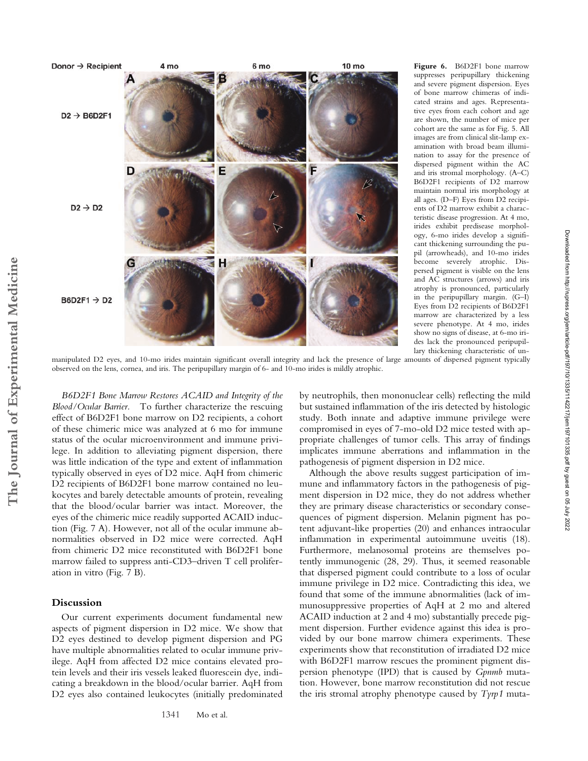**Figure 6.** B6D2F1 bone marrow suppresses peripupillary thickening and severe pigment dispersion. Eyes of bone marrow chimeras of indicated strains and ages. Representative eyes from each cohort and age are shown, the number of mice per cohort are the same as for Fig. 5. All images are from clinical slit-lamp examination with broad beam illumination to assay for the presence of dispersed pigment within the AC and iris stromal morphology. (A–C) B6D2F1 recipients of D2 marrow maintain normal iris morphology at all ages. (D–F) Eyes from D2 recipients of D2 marrow exhibit a characteristic disease progression. At 4 mo, irides exhibit predisease morphology, 6-mo irides develop a significant thickening surrounding the pupil (arrowheads), and 10-mo irides become severely atrophic. Dispersed pigment is visible on the lens and AC structures (arrows) and iris atrophy is pronounced, particularly in the peripupillary margin. (G–I) Eyes from D2 recipients of B6D2F1 marrow are characterized by a less severe phenotype. At 4 mo, irides show no signs of disease, at 6-mo irides lack the pronounced peripupillary thickening characteristic of unmanipulated D2 eyes, and 10-mo irides maintain significant overall integrity and lack the presence of large amounts of dispersed pigment typically observed on the lens, cornea, and iris. The peripupillary margin of 6- and 10-mo irides is mildly atrophic.

*B6D2F1 Bone Marrow Restores ACAID and Integrity of the Blood/Ocular Barrier.* To further characterize the rescuing effect of B6D2F1 bone marrow on D2 recipients, a cohort of these chimeric mice was analyzed at 6 mo for immune status of the ocular microenvironment and immune privilege. In addition to alleviating pigment dispersion, there was little indication of the type and extent of inflammation typically observed in eyes of D2 mice. AqH from chimeric D2 recipients of B6D2F1 bone marrow contained no leukocytes and barely detectable amounts of protein, revealing that the blood/ocular barrier was intact. Moreover, the eyes of the chimeric mice readily supported ACAID induction (Fig. 7 A). However, not all of the ocular immune abnormalities observed in D2 mice were corrected. AqH from chimeric D2 mice reconstituted with B6D2F1 bone marrow failed to suppress anti-CD3–driven T cell proliferation in vitro (Fig. 7 B).

## Discussion

Our current experiments document fundamental new aspects of pigment dispersion in D2 mice. We show that D2 eyes destined to develop pigment dispersion and PG have multiple abnormalities related to ocular immune privilege. AqH from affected D2 mice contains elevated protein levels and their iris vessels leaked fluorescein dye, indicating a breakdown in the blood/ocular barrier. AqH from D2 eyes also contained leukocytes (initially predominated by neutrophils, then mononuclear cells) reflecting the mild but sustained inflammation of the iris detected by histologic study. Both innate and adaptive immune privilege were compromised in eyes of 7-mo-old D2 mice tested with appropriate challenges of tumor cells. This array of findings implicates immune aberrations and inflammation in the pathogenesis of pigment dispersion in D2 mice.

Although the above results suggest participation of immune and inflammatory factors in the pathogenesis of pigment dispersion in D2 mice, they do not address whether they are primary disease characteristics or secondary consequences of pigment dispersion. Melanin pigment has potent adjuvant-like properties (20) and enhances intraocular inflammation in experimental autoimmune uveitis (18). Furthermore, melanosomal proteins are themselves potently immunogenic (28, 29). Thus, it seemed reasonable that dispersed pigment could contribute to a loss of ocular immune privilege in D2 mice. Contradicting this idea, we found that some of the immune abnormalities (lack of immunosuppressive properties of AqH at 2 mo and altered ACAID induction at 2 and 4 mo) substantially precede pigment dispersion. Further evidence against this idea is provided by our bone marrow chimera experiments. These experiments show that reconstitution of irradiated D2 mice with B6D2F1 marrow rescues the prominent pigment dispersion phenotype (IPD) that is caused by *Gpnmb* mutation. However, bone marrow reconstitution did not rescue the iris stromal atrophy phenotype caused by *Tyrp1* muta-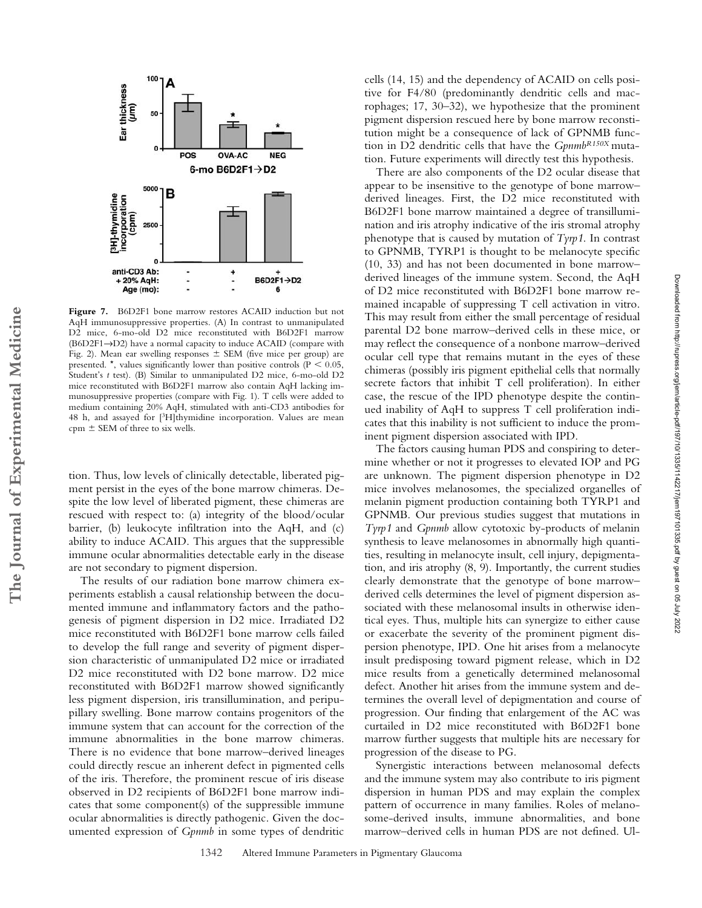**Figure 7.** B6D2F1 bone marrow restores ACAID induction but not AqH immunosuppressive properties. (A) In contrast to unmanipulated D2 mice, 6-mo-old D2 mice reconstituted with B6D2F1 marrow (B6D2F1→D2) have a normal capacity to induce ACAID (compare with Fig. 2). Mean ear swelling responses ± SEM (five mice per group) are presented. *, values significantly lower than positive controls ($P < 0.05$, Student's *t* test). (B) Similar to unmanipulated D2 mice, 6-mo-old D2 mice reconstituted with B6D2F1 marrow also contain AqH lacking immunosuppressive properties (compare with Fig. 1). T cells were added to medium containing 20% AqH, stimulated with anti-CD3 antibodies for 48 h, and assayed for [$^3$H]thymidine incorporation. Values are mean cpm ± SEM of three to six wells.

tion. Thus, low levels of clinically detectable, liberated pigment persist in the eyes of the bone marrow chimeras. Despite the low level of liberated pigment, these chimeras are rescued with respect to: (a) integrity of the blood/ocular barrier, (b) leukocyte infiltration into the AqH, and (c) ability to induce ACAID. This argues that the suppressible immune ocular abnormalities detectable early in the disease are not secondary to pigment dispersion.

The results of our radiation bone marrow chimera experiments establish a causal relationship between the documented immune and inflammatory factors and the pathogenesis of pigment dispersion in D2 mice. Irradiated D2 mice reconstituted with B6D2F1 bone marrow cells failed to develop the full range and severity of pigment dispersion characteristic of unmanipulated D2 mice or irradiated D2 mice reconstituted with D2 bone marrow. D2 mice reconstituted with B6D2F1 marrow showed significantly less pigment dispersion, iris transillumination, and peripupillary swelling. Bone marrow contains progenitors of the immune system that can account for the correction of the immune abnormalities in the bone marrow chimeras. There is no evidence that bone marrow–derived lineages could directly rescue an inherent defect in pigmented cells of the iris. Therefore, the prominent rescue of iris disease observed in D2 recipients of B6D2F1 bone marrow indicates that some component(s) of the suppressible immune ocular abnormalities is directly pathogenic. Given the documented expression of *Gpnmb* in some types of dendritic cells (14, 15) and the dependency of ACAID on cells positive for F4/80 (predominantly dendritic cells and macrophages; 17, 30–32), we hypothesize that the prominent pigment dispersion rescued here by bone marrow reconstitution might be a consequence of lack of GPNMB function in D2 dendritic cells that have the *Gpnmb*$^{R150X}$ mutation. Future experiments will directly test this hypothesis.

There are also components of the D2 ocular disease that appear to be insensitive to the genotype of bone marrow–derived lineages. First, the D2 mice reconstituted with B6D2F1 bone marrow maintained a degree of transillumination and iris atrophy indicative of the iris stromal atrophy phenotype that is caused by mutation of *Tyrp1*. In contrast to GPNMB, TYRP1 is thought to be melanocyte specific (10, 33) and has not been documented in bone marrow–derived lineages of the immune system. Second, the AqH of D2 mice reconstituted with B6D2F1 bone marrow remained incapable of suppressing T cell activation in vitro. This may result from either the small percentage of residual parental D2 bone marrow–derived cells in these mice, or may reflect the consequence of a nonbone marrow–derived ocular cell type that remains mutant in the eyes of these chimeras (possibly iris pigment epithelial cells that normally secrete factors that inhibit T cell proliferation). In either case, the rescue of the IPD phenotype despite the continued inability of AqH to suppress T cell proliferation indicates that this inability is not sufficient to induce the prominent pigment dispersion associated with IPD.

The factors causing human PDS and conspiring to determine whether or not it progresses to elevated IOP and PG are unknown. The pigment dispersion phenotype in D2 mice involves melanosomes, the specialized organelles of melanin pigment production containing both TYRP1 and GPNMB. Our previous studies suggest that mutations in *Tyrp1* and *Gpnmb* allow cytotoxic by-products of melanin synthesis to leave melanosomes in abnormally high quantities, resulting in melanocyte insult, cell injury, depigmentation, and iris atrophy (8, 9). Importantly, the current studies clearly demonstrate that the genotype of bone marrow–derived cells determines the level of pigment dispersion associated with these melanosomal insults in otherwise identical eyes. Thus, multiple hits can synergize to either cause or exacerbate the severity of the prominent pigment dispersion phenotype, IPD. One hit arises from a melanocyte insult predisposing toward pigment release, which in D2 mice results from a genetically determined melanosomal defect. Another hit arises from the immune system and determines the overall level of depigmentation and course of progression. Our finding that enlargement of the AC was curtailed in D2 mice reconstituted with B6D2F1 bone marrow further suggests that multiple hits are necessary for progression of the disease to PG.

Synergistic interactions between melanosomal defects and the immune system may also contribute to iris pigment dispersion in human PDS and may explain the complex pattern of occurrence in many families. Roles of melanosome-derived insults, immune abnormalities, and bone marrow–derived cells in human PDS are not defined. Ul-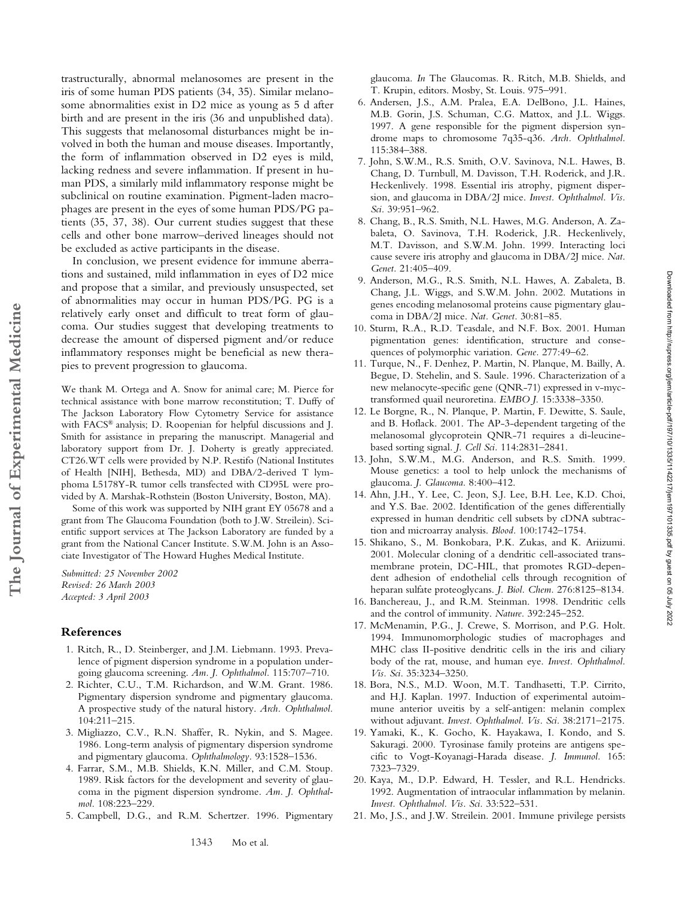trastructurally, abnormal melanosomes are present in the iris of some human PDS patients (34, 35). Similar melanosome abnormalities exist in D2 mice as young as 5 d after birth and are present in the iris (36 and unpublished data). This suggests that melanosomal disturbances might be involved in both the human and mouse diseases. Importantly, the form of inflammation observed in D2 eyes is mild, lacking redness and severe inflammation. If present in human PDS, a similarly mild inflammatory response might be subclinical on routine examination. Pigment-laden macrophages are present in the eyes of some human PDS/PG patients (35, 37, 38). Our current studies suggest that these cells and other bone marrow–derived lineages should not be excluded as active participants in the disease.

In conclusion, we present evidence for immune aberrations and sustained, mild inflammation in eyes of D2 mice and propose that a similar, and previously unsuspected, set of abnormalities may occur in human PDS/PG. PG is a relatively early onset and difficult to treat form of glaucoma. Our studies suggest that developing treatments to decrease the amount of dispersed pigment and/or reduce inflammatory responses might be beneficial as new therapies to prevent progression to glaucoma.

We thank M. Ortega and A. Snow for animal care; M. Pierce for technical assistance with bone marrow reconstitution; T. Duffy of The Jackson Laboratory Flow Cytometry Service for assistance with FACS® analysis; D. Roopenian for helpful discussions and J. Smith for assistance in preparing the manuscript. Managerial and laboratory support from Dr. J. Doherty is greatly appreciated. CT26.WT cells were provided by N.P. Restifo (National Institutes of Health [NIH], Bethesda, MD) and DBA/2-derived T lymphoma L5178Y-R tumor cells transfected with CD95L were provided by A. Marshak-Rothstein (Boston University, Boston, MA).

Some of this work was supported by NIH grant EY 05678 and a grant from The Glaucoma Foundation (both to J.W. Streilein). Scientific support services at The Jackson Laboratory are funded by a grant from the National Cancer Institute. S.W.M. John is an Associate Investigator of The Howard Hughes Medical Institute.

*Submitted: 25 November 2002*
*Revised: 26 March 2003*
*Accepted: 3 April 2003*

## References

1. Ritch, R., D. Steinberger, and J.M. Liebmann. 1993. Prevalence of pigment dispersion syndrome in a population undergoing glaucoma screening. *Am. J. Ophthalmol.* 115:707–710.
2. Richter, C.U., T.M. Richardson, and W.M. Grant. 1986. Pigmentary dispersion syndrome and pigmentary glaucoma. A prospective study of the natural history. *Arch. Ophthalmol.* 104:211–215.
3. Migliazzo, C.V., R.N. Shaffer, R. Nykin, and S. Magee. 1986. Long-term analysis of pigmentary dispersion syndrome and pigmentary glaucoma. *Ophthalmology*. 93:1528–1536.
4. Farrar, S.M., M.B. Shields, K.N. Miller, and C.M. Stoup. 1989. Risk factors for the development and severity of glaucoma in the pigment dispersion syndrome. *Am. J. Ophthalmol.* 108:223–229.
5. Campbell, D.G., and R.M. Schertzer. 1996. Pigmentary glaucoma. *In* The Glaucomas. R. Ritch, M.B. Shields, and T. Krupin, editors. Mosby, St. Louis. 975–991.
6. Andersen, J.S., A.M. Pralea, E.A. DelBono, J.L. Haines, M.B. Gorin, J.S. Schuman, C.G. Mattox, and J.L. Wiggs. 1997. A gene responsible for the pigment dispersion syndrome maps to chromosome 7q35-q36. *Arch. Ophthalmol.* 115:384–388.
7. John, S.W.M., R.S. Smith, O.V. Savinova, N.L. Hawes, B. Chang, D. Turnbull, M. Davisson, T.H. Roderick, and J.R. Heckenlively. 1998. Essential iris atrophy, pigment dispersion, and glaucoma in DBA/2J mice. *Invest. Ophthalmol. Vis. Sci.* 39:951–962.
8. Chang, B., R.S. Smith, N.L. Hawes, M.G. Anderson, A. Zabaleta, O. Savinova, T.H. Roderick, J.R. Heckenlively, M.T. Davisson, and S.W.M. John. 1999. Interacting loci cause severe iris atrophy and glaucoma in DBA/2J mice. *Nat. Genet.* 21:405–409.
9. Anderson, M.G., R.S. Smith, N.L. Hawes, A. Zabaleta, B. Chang, J.L. Wiggs, and S.W.M. John. 2002. Mutations in genes encoding melanosomal proteins cause pigmentary glaucoma in DBA/2J mice. *Nat. Genet.* 30:81–85.
10. Sturm, R.A., R.D. Teasdale, and N.F. Box. 2001. Human pigmentation genes: identification, structure and consequences of polymorphic variation. *Gene.* 277:49–62.
11. Turque, N., F. Denhez, P. Martin, N. Planque, M. Bailly, A. Begue, D. Stehelin, and S. Saule. 1996. Characterization of a new melanocyte-specific gene (QNR-71) expressed in v-myc-transformed quail neuroretina. *EMBO J.* 15:3338–3350.
12. Le Borgne, R., N. Planque, P. Martin, F. Dewitte, S. Saule, and B. Hoflack. 2001. The AP-3-dependent targeting of the melanosomal glycoprotein QNR-71 requires a di-leucine-based sorting signal. *J. Cell Sci.* 114:2831–2841.
13. John, S.W.M., M.G. Anderson, and R.S. Smith. 1999. Mouse genetics: a tool to help unlock the mechanisms of glaucoma. *J. Glaucoma.* 8:400–412.
14. Ahn, J.H., Y. Lee, C. Jeon, S.J. Lee, B.H. Lee, K.D. Choi, and Y.S. Bae. 2002. Identification of the genes differentially expressed in human dendritic cell subsets by cDNA subtraction and microarray analysis. *Blood.* 100:1742–1754.
15. Shikano, S., M. Bonkobara, P.K. Zukas, and K. Ariizumi. 2001. Molecular cloning of a dendritic cell-associated transmembrane protein, DC-HIL, that promotes RGD-dependent adhesion of endothelial cells through recognition of heparan sulfate proteoglycans. *J. Biol. Chem.* 276:8125–8134.
16. Banchereau, J., and R.M. Steinman. 1998. Dendritic cells and the control of immunity. *Nature.* 392:245–252.
17. McMenamin, P.G., J. Crewe, S. Morrison, and P.G. Holt. 1994. Immunomorphologic studies of macrophages and MHC class II-positive dendritic cells in the iris and ciliary body of the rat, mouse, and human eye. *Invest. Ophthalmol. Vis. Sci.* 35:3234–3250.
18. Bora, N.S., M.D. Woon, M.T. Tandhasetti, T.P. Cirrito, and H.J. Kaplan. 1997. Induction of experimental autoimmune anterior uveitis by a self-antigen: melanin complex without adjuvant. *Invest. Ophthalmol. Vis. Sci.* 38:2171–2175.
19. Yamaki, K., K. Gocho, K. Hayakawa, I. Kondo, and S. Sakuragi. 2000. Tyrosinase family proteins are antigens specific to Vogt-Koyanagi-Harada disease. *J. Immunol.* 165: 7323–7329.
20. Kaya, M., D.P. Edward, H. Tessler, and R.L. Hendricks. 1992. Augmentation of intraocular inflammation by melanin. *Invest. Ophthalmol. Vis. Sci.* 33:522–531.
21. Mo, J.S., and J.W. Streilein. 2001. Immune privilege persists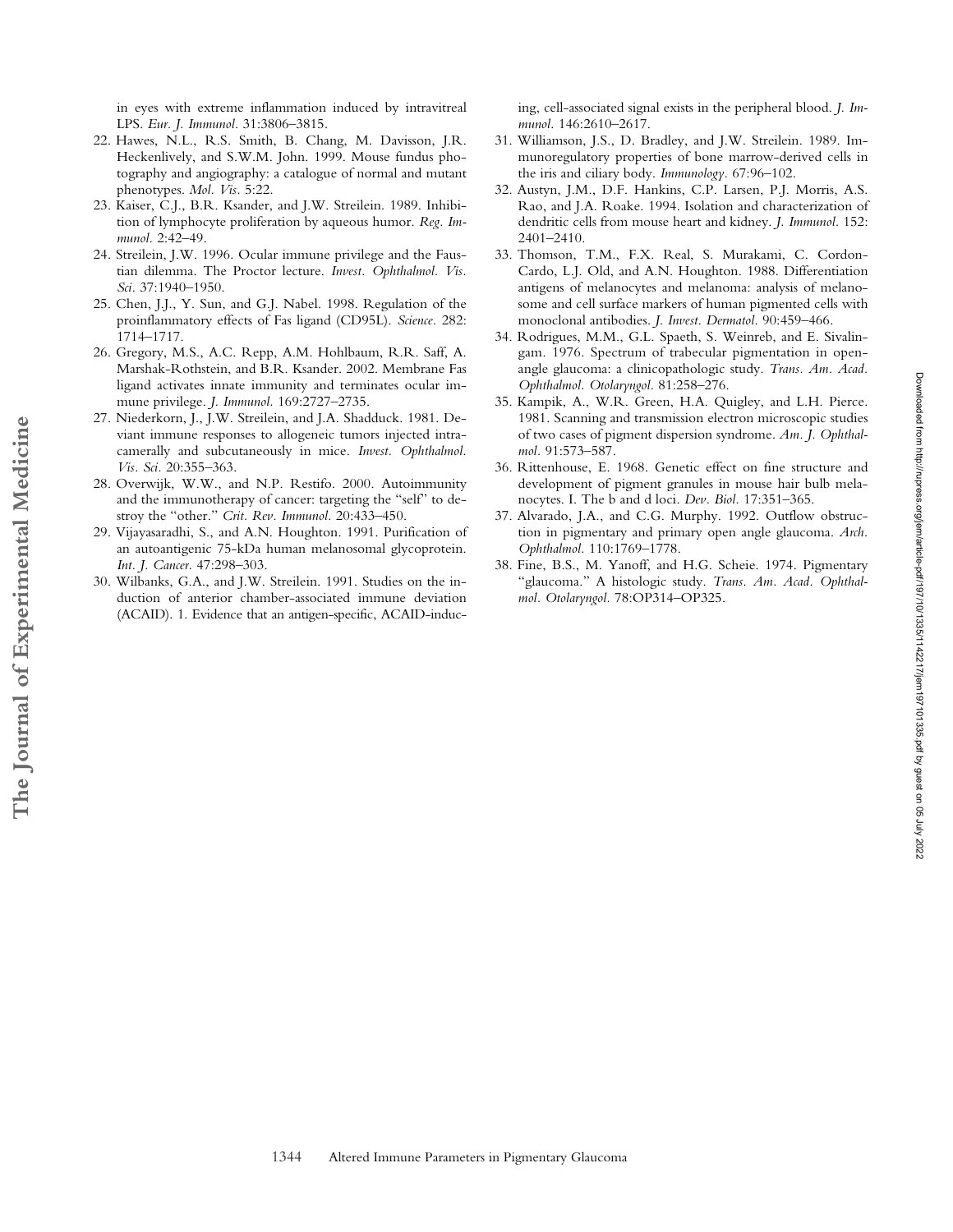in eyes with extreme inflammation induced by intravitreal LPS. *Eur. J. Immunol.* 31:3806–3815.

22. Hawes, N.L., R.S. Smith, B. Chang, M. Davisson, J.R. Heckenlively, and S.W.M. John. 1999. Mouse fundus photography and angiography: a catalogue of normal and mutant phenotypes. *Mol. Vis.* 5:22.
23. Kaiser, C.J., B.R. Ksander, and J.W. Streilein. 1989. Inhibition of lymphocyte proliferation by aqueous humor. *Reg. Immunol.* 2:42–49.
24. Streilein, J.W. 1996. Ocular immune privilege and the Faustian dilemma. The Proctor lecture. *Invest. Ophthalmol. Vis. Sci.* 37:1940–1950.
25. Chen, J.J., Y. Sun, and G.J. Nabel. 1998. Regulation of the proinflammatory effects of Fas ligand (CD95L). *Science.* 282: 1714–1717.
26. Gregory, M.S., A.C. Repp, A.M. Hohlbaum, R.R. Saff, A. Marshak-Rothstein, and B.R. Ksander. 2002. Membrane Fas ligand activates innate immunity and terminates ocular immune privilege. *J. Immunol.* 169:2727–2735.
27. Niederkorn, J., J.W. Streilein, and J.A. Shadduck. 1981. Deviant immune responses to allogeneic tumors injected intracamerally and subcutaneously in mice. *Invest. Ophthalmol. Vis. Sci.* 20:355–363.
28. Overwijk, W.W., and N.P. Restifo. 2000. Autoimmunity and the immunotherapy of cancer: targeting the "self" to destroy the "other." *Crit. Rev. Immunol.* 20:433–450.
29. Vijayasaradhi, S., and A.N. Houghton. 1991. Purification of an autoantigenic 75-kDa human melanosomal glycoprotein. *Int. J. Cancer.* 47:298–303.
30. Wilbanks, G.A., and J.W. Streilein. 1991. Studies on the induction of anterior chamber-associated immune deviation (ACAID). 1. Evidence that an antigen-specific, ACAID-inducing, cell-associated signal exists in the peripheral blood. *J. Immunol.* 146:2610–2617.
31. Williamson, J.S., D. Bradley, and J.W. Streilein. 1989. Immunoregulatory properties of bone marrow-derived cells in the iris and ciliary body. *Immunology.* 67:96–102.
32. Austyn, J.M., D.F. Hankins, C.P. Larsen, P.J. Morris, A.S. Rao, and J.A. Roake. 1994. Isolation and characterization of dendritic cells from mouse heart and kidney. *J. Immunol.* 152: 2401–2410.
33. Thomson, T.M., F.X. Real, S. Murakami, C. Cordon-Cardo, L.J. Old, and A.N. Houghton. 1988. Differentiation antigens of melanocytes and melanoma: analysis of melanosome and cell surface markers of human pigmented cells with monoclonal antibodies. *J. Invest. Dermatol.* 90:459–466.
34. Rodrigues, M.M., G.L. Spaeth, S. Weinreb, and E. Sivalingam. 1976. Spectrum of trabecular pigmentation in open-angle glaucoma: a clinicopathologic study. *Trans. Am. Acad. Ophthalmol. Otolaryngol.* 81:258–276.
35. Kampik, A., W.R. Green, H.A. Quigley, and L.H. Pierce. 1981. Scanning and transmission electron microscopic studies of two cases of pigment dispersion syndrome. *Am. J. Ophthalmol.* 91:573–587.
36. Rittenhouse, E. 1968. Genetic effect on fine structure and development of pigment granules in mouse hair bulb melanocytes. I. The b and d loci. *Dev. Biol.* 17:351–365.
37. Alvarado, J.A., and C.G. Murphy. 1992. Outflow obstruction in pigmentary and primary open angle glaucoma. *Arch. Ophthalmol.* 110:1769–1778.
38. Fine, B.S., M. Yanoff, and H.G. Scheie. 1974. Pigmentary "glaucoma." A histologic study. *Trans. Am. Acad. Ophthalmol. Otolaryngol.* 78:OP314–OP325.